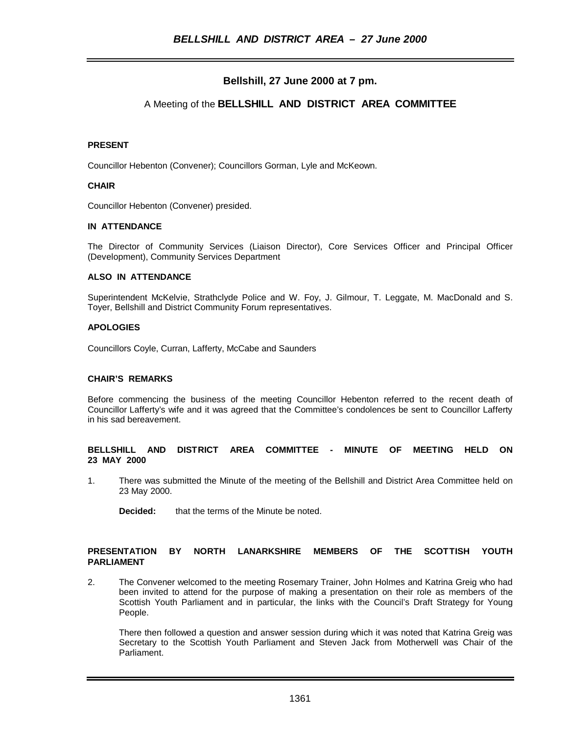# Bellshill, 27 June 2000 at 7 pm.

## A Meeting of the **BELLSHILL AND DISTRICT AREA COMMITTEE**

**PRESENT**

Councillor Hebenton (Convener); Councillors Gorman, Lyle and McKeown.

**CHAIR**

Councillor Hebenton (Convener) presided.

**IN ATTENDANCE**

The Director of Community Services (Liaison Director), Core Services Officer and Principal Officer (Development), Community Services Department

**ALSO IN ATTENDANCE**

Superintendent McKelvie, Strathclyde Police and W. Foy, J. Gilmour, T. Leggate, M. MacDonald and S. Toyer, Bellshill and District Community Forum representatives.

**APOLOGIES**

Councillors Coyle, Curran, Lafferty, McCabe and Saunders

**CHAIR'S REMARKS**

Before commencing the business of the meeting Councillor Hebenton referred to the recent death of Councillor Lafferty's wife and it was agreed that the Committee's condolences be sent to Councillor Lafferty in his sad bereavement.

**BELLSHILL AND DISTRICT AREA COMMITTEE - MINUTE OF MEETING HELD ON 23 MAY 2000**

1. There was submitted the Minute of the meeting of the Bellshill and District Area Committee held on 23 May 2000.

   **Decided:** that the terms of the Minute be noted.

**PRESENTATION BY NORTH LANARKSHIRE MEMBERS OF THE SCOTTISH YOUTH PARLIAMENT**

2. The Convener welcomed to the meeting Rosemary Trainer, John Holmes and Katrina Greig who had been invited to attend for the purpose of making a presentation on their role as members of the Scottish Youth Parliament and in particular, the links with the Council's Draft Strategy for Young People.

   There then followed a question and answer session during which it was noted that Katrina Greig was Secretary to the Scottish Youth Parliament and Steven Jack from Motherwell was Chair of the Parliament.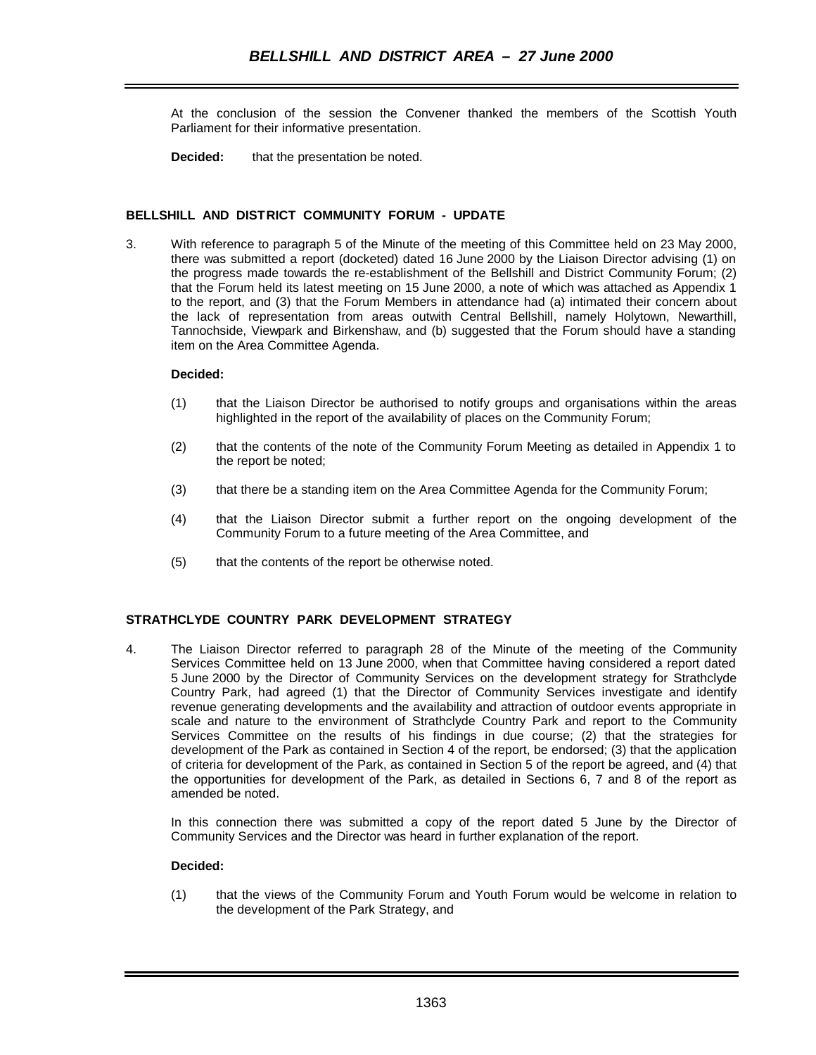At the conclusion of the session the Convener thanked the members of the Scottish Youth Parliament for their informative presentation.

**Decided:** that the presentation be noted.

**BELLSHILL AND DISTRICT COMMUNITY FORUM - UPDATE**

3. With reference to paragraph 5 of the Minute of the meeting of this Committee held on 23 May 2000, there was submitted a report (docketed) dated 16 June 2000 by the Liaison Director advising (1) on the progress made towards the re-establishment of the Bellshill and District Community Forum; (2) that the Forum held its latest meeting on 15 June 2000, a note of which was attached as Appendix 1 to the report, and (3) that the Forum Members in attendance had (a) intimated their concern about the lack of representation from areas outwith Central Bellshill, namely Holytown, Newarthill, Tannochside, Viewpark and Birkenshaw, and (b) suggested that the Forum should have a standing item on the Area Committee Agenda.

**Decided:**

(1) that the Liaison Director be authorised to notify groups and organisations within the areas highlighted in the report of the availability of places on the Community Forum;

(2) that the contents of the note of the Community Forum Meeting as detailed in Appendix 1 to the report be noted;

(3) that there be a standing item on the Area Committee Agenda for the Community Forum;

(4) that the Liaison Director submit a further report on the ongoing development of the Community Forum to a future meeting of the Area Committee, and

(5) that the contents of the report be otherwise noted.

**STRATHCLYDE COUNTRY PARK DEVELOPMENT STRATEGY**

4. The Liaison Director referred to paragraph 28 of the Minute of the meeting of the Community Services Committee held on 13 June 2000, when that Committee having considered a report dated 5 June 2000 by the Director of Community Services on the development strategy for Strathclyde Country Park, had agreed (1) that the Director of Community Services investigate and identify revenue generating developments and the availability and attraction of outdoor events appropriate in scale and nature to the environment of Strathclyde Country Park and report to the Community Services Committee on the results of his findings in due course; (2) that the strategies for development of the Park as contained in Section 4 of the report, be endorsed; (3) that the application of criteria for development of the Park, as contained in Section 5 of the report be agreed, and (4) that the opportunities for development of the Park, as detailed in Sections 6, 7 and 8 of the report as amended be noted.

In this connection there was submitted a copy of the report dated 5 June by the Director of Community Services and the Director was heard in further explanation of the report.

**Decided:**

(1) that the views of the Community Forum and Youth Forum would be welcome in relation to the development of the Park Strategy, and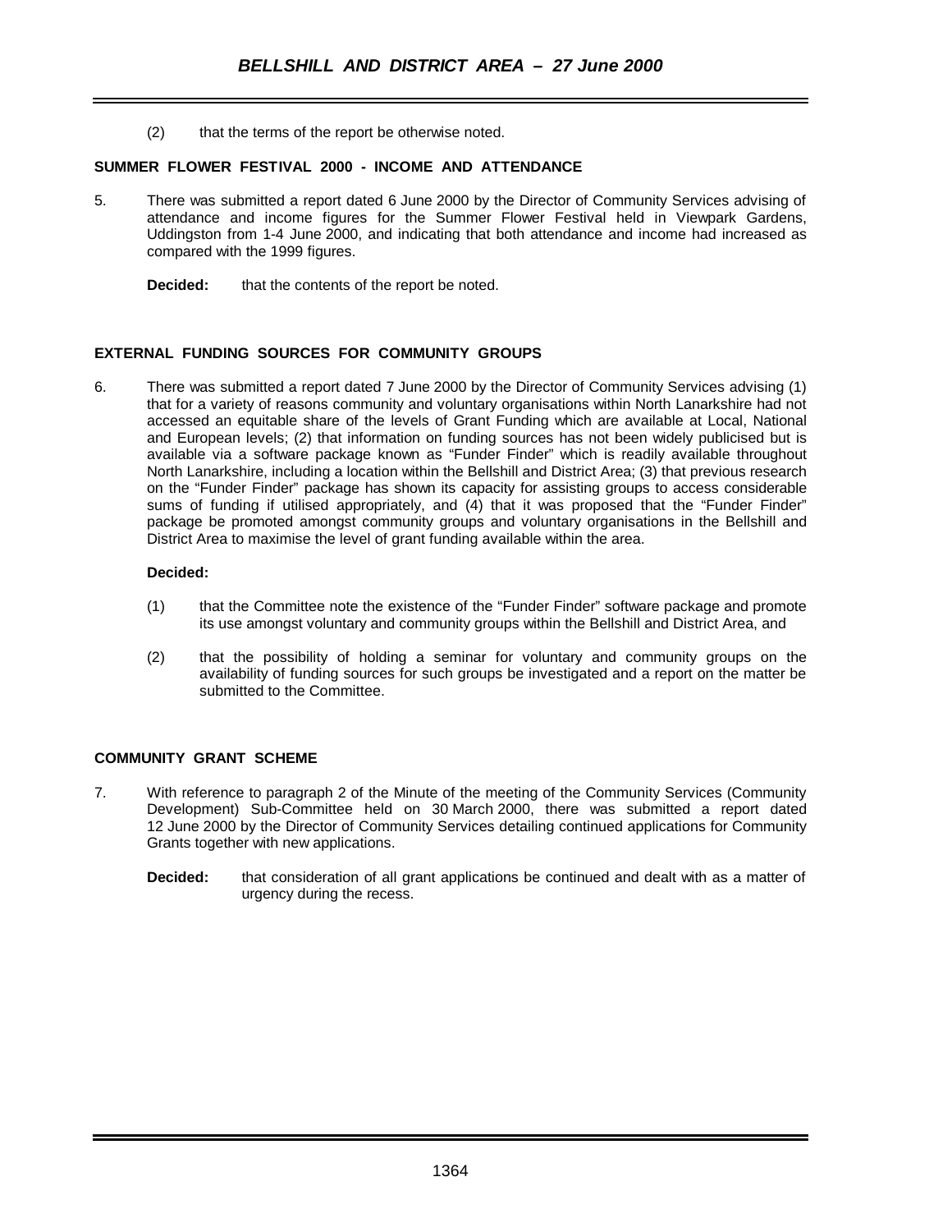(2) that the terms of the report be otherwise noted.

**SUMMER FLOWER FESTIVAL 2000 - INCOME AND ATTENDANCE**

5. There was submitted a report dated 6 June 2000 by the Director of Community Services advising of attendance and income figures for the Summer Flower Festival held in Viewpark Gardens, Uddingston from 1-4 June 2000, and indicating that both attendance and income had increased as compared with the 1999 figures.

   **Decided:** that the contents of the report be noted.

**EXTERNAL FUNDING SOURCES FOR COMMUNITY GROUPS**

6. There was submitted a report dated 7 June 2000 by the Director of Community Services advising (1) that for a variety of reasons community and voluntary organisations within North Lanarkshire had not accessed an equitable share of the levels of Grant Funding which are available at Local, National and European levels; (2) that information on funding sources has not been widely publicised but is available via a software package known as "Funder Finder" which is readily available throughout North Lanarkshire, including a location within the Bellshill and District Area; (3) that previous research on the "Funder Finder" package has shown its capacity for assisting groups to access considerable sums of funding if utilised appropriately, and (4) that it was proposed that the "Funder Finder" package be promoted amongst community groups and voluntary organisations in the Bellshill and District Area to maximise the level of grant funding available within the area.

   **Decided:**

   (1) that the Committee note the existence of the "Funder Finder" software package and promote its use amongst voluntary and community groups within the Bellshill and District Area, and

   (2) that the possibility of holding a seminar for voluntary and community groups on the availability of funding sources for such groups be investigated and a report on the matter be submitted to the Committee.

**COMMUNITY GRANT SCHEME**

7. With reference to paragraph 2 of the Minute of the meeting of the Community Services (Community Development) Sub-Committee held on 30 March 2000, there was submitted a report dated 12 June 2000 by the Director of Community Services detailing continued applications for Community Grants together with new applications.

   **Decided:** that consideration of all grant applications be continued and dealt with as a matter of urgency during the recess.